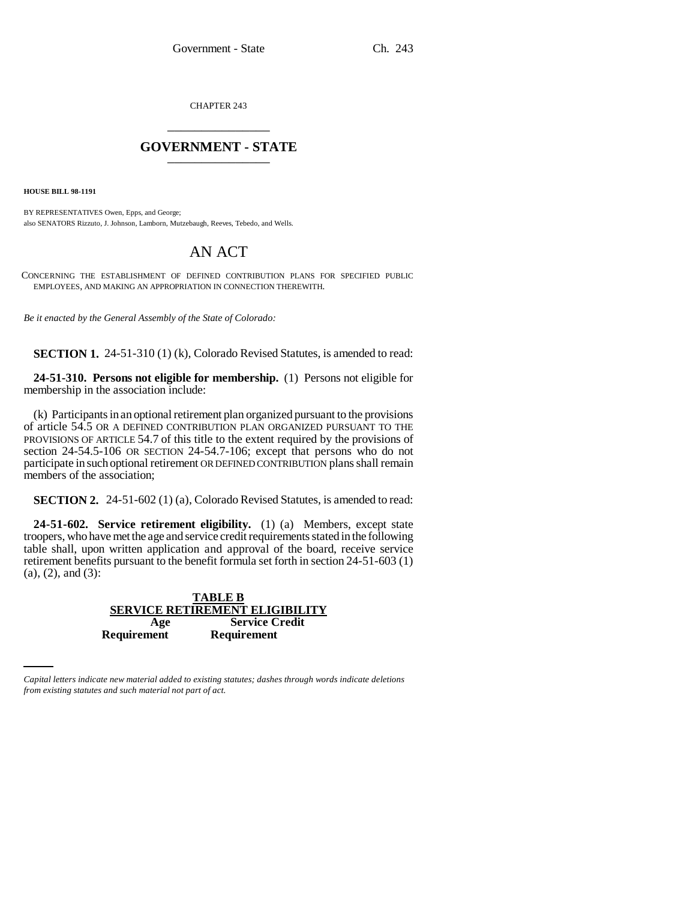CHAPTER 243

# GOVERNMENT - STATE

**HOUSE BILL 98-1191**

BY REPRESENTATIVES Owen, Epps, and George;
also SENATORS Rizzuto, J. Johnson, Lamborn, Mutzebaugh, Reeves, Tebedo, and Wells.

# AN ACT

CONCERNING THE ESTABLISHMENT OF DEFINED CONTRIBUTION PLANS FOR SPECIFIED PUBLIC EMPLOYEES, AND MAKING AN APPROPRIATION IN CONNECTION THEREWITH.

*Be it enacted by the General Assembly of the State of Colorado:*

**SECTION 1.** 24-51-310 (1) (k), Colorado Revised Statutes, is amended to read:

**24-51-310. Persons not eligible for membership.** (1) Persons not eligible for membership in the association include:

(k) Participants in an optional retirement plan organized pursuant to the provisions of article 54.5 OR A DEFINED CONTRIBUTION PLAN ORGANIZED PURSUANT TO THE PROVISIONS OF ARTICLE 54.7 of this title to the extent required by the provisions of section 24-54.5-106 OR SECTION 24-54.7-106; except that persons who do not participate in such optional retirement OR DEFINED CONTRIBUTION plans shall remain members of the association;

**SECTION 2.** 24-51-602 (1) (a), Colorado Revised Statutes, is amended to read:

**24-51-602. Service retirement eligibility.** (1) (a) Members, except state troopers, who have met the age and service credit requirements stated in the following table shall, upon written application and approval of the board, receive service retirement benefits pursuant to the benefit formula set forth in section 24-51-603 (1) (a), (2), and (3):

**TABLE B**
**SERVICE RETIREMENT ELIGIBILITY**

| Age Requirement | Service Credit Requirement |
|---|---|

*Capital letters indicate new material added to existing statutes; dashes through words indicate deletions from existing statutes and such material not part of act.*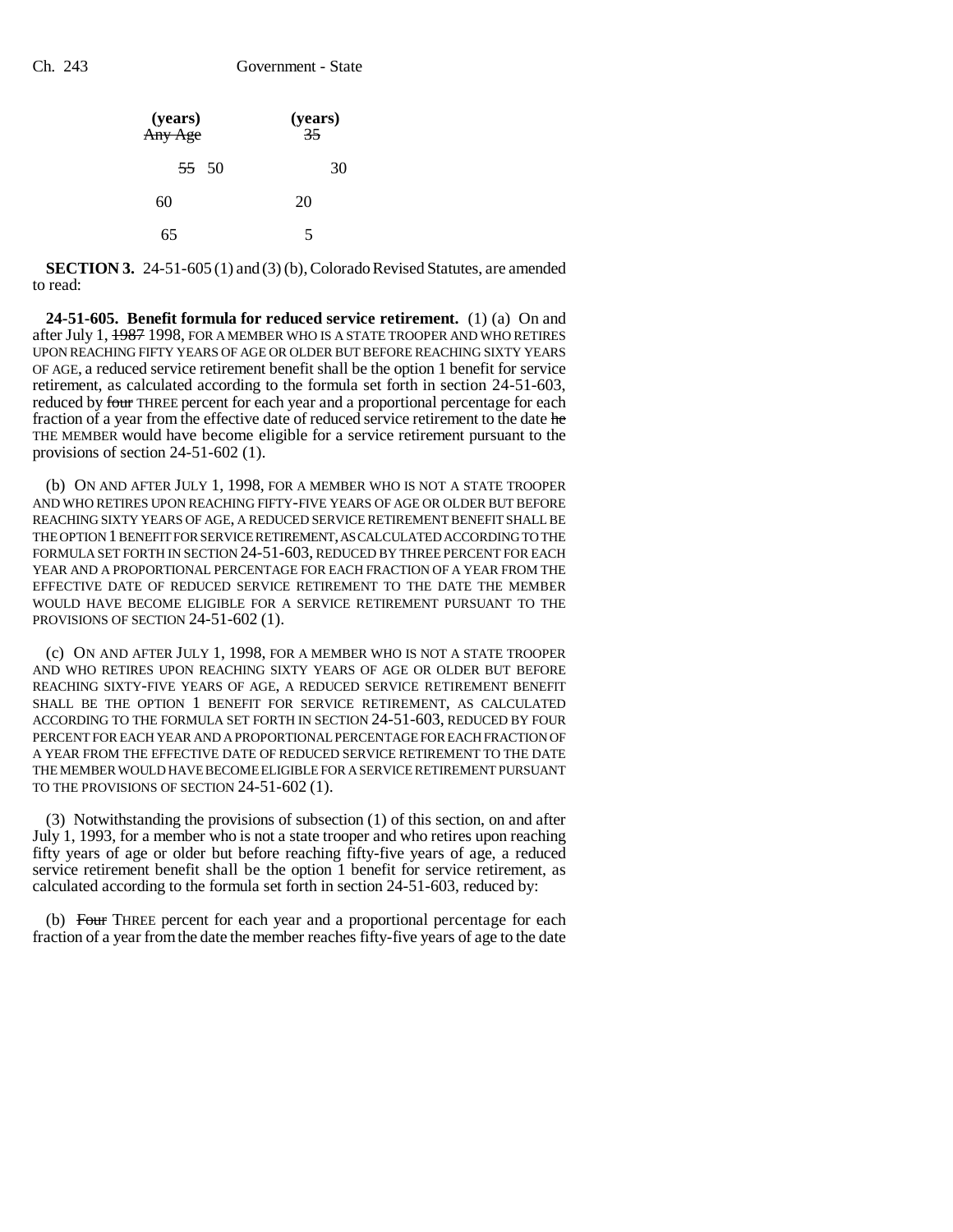| (years) | (years) |
| --- | --- |
| ~~Any Age~~ | ~~35~~ |
| ~~55~~ 50 | 30 |
| 60 | 20 |
| 65 | 5 |

**SECTION 3.** 24-51-605 (1) and (3) (b), Colorado Revised Statutes, are amended to read:

**24-51-605. Benefit formula for reduced service retirement.** (1) (a) On and after July 1, ~~1987~~ 1998, FOR A MEMBER WHO IS A STATE TROOPER AND WHO RETIRES UPON REACHING FIFTY YEARS OF AGE OR OLDER BUT BEFORE REACHING SIXTY YEARS OF AGE, a reduced service retirement benefit shall be the option 1 benefit for service retirement, as calculated according to the formula set forth in section 24-51-603, reduced by ~~four~~ THREE percent for each year and a proportional percentage for each fraction of a year from the effective date of reduced service retirement to the date ~~he~~ THE MEMBER would have become eligible for a service retirement pursuant to the provisions of section 24-51-602 (1).

(b) ON AND AFTER JULY 1, 1998, FOR A MEMBER WHO IS NOT A STATE TROOPER AND WHO RETIRES UPON REACHING FIFTY-FIVE YEARS OF AGE OR OLDER BUT BEFORE REACHING SIXTY YEARS OF AGE, A REDUCED SERVICE RETIREMENT BENEFIT SHALL BE THE OPTION 1 BENEFIT FOR SERVICE RETIREMENT, AS CALCULATED ACCORDING TO THE FORMULA SET FORTH IN SECTION 24-51-603, REDUCED BY THREE PERCENT FOR EACH YEAR AND A PROPORTIONAL PERCENTAGE FOR EACH FRACTION OF A YEAR FROM THE EFFECTIVE DATE OF REDUCED SERVICE RETIREMENT TO THE DATE THE MEMBER WOULD HAVE BECOME ELIGIBLE FOR A SERVICE RETIREMENT PURSUANT TO THE PROVISIONS OF SECTION 24-51-602 (1).

(c) ON AND AFTER JULY 1, 1998, FOR A MEMBER WHO IS NOT A STATE TROOPER AND WHO RETIRES UPON REACHING SIXTY YEARS OF AGE OR OLDER BUT BEFORE REACHING SIXTY-FIVE YEARS OF AGE, A REDUCED SERVICE RETIREMENT BENEFIT SHALL BE THE OPTION 1 BENEFIT FOR SERVICE RETIREMENT, AS CALCULATED ACCORDING TO THE FORMULA SET FORTH IN SECTION 24-51-603, REDUCED BY FOUR PERCENT FOR EACH YEAR AND A PROPORTIONAL PERCENTAGE FOR EACH FRACTION OF A YEAR FROM THE EFFECTIVE DATE OF REDUCED SERVICE RETIREMENT TO THE DATE THE MEMBER WOULD HAVE BECOME ELIGIBLE FOR A SERVICE RETIREMENT PURSUANT TO THE PROVISIONS OF SECTION 24-51-602 (1).

(3) Notwithstanding the provisions of subsection (1) of this section, on and after July 1, 1993, for a member who is not a state trooper and who retires upon reaching fifty years of age or older but before reaching fifty-five years of age, a reduced service retirement benefit shall be the option 1 benefit for service retirement, as calculated according to the formula set forth in section 24-51-603, reduced by:

(b) ~~Four~~ THREE percent for each year and a proportional percentage for each fraction of a year from the date the member reaches fifty-five years of age to the date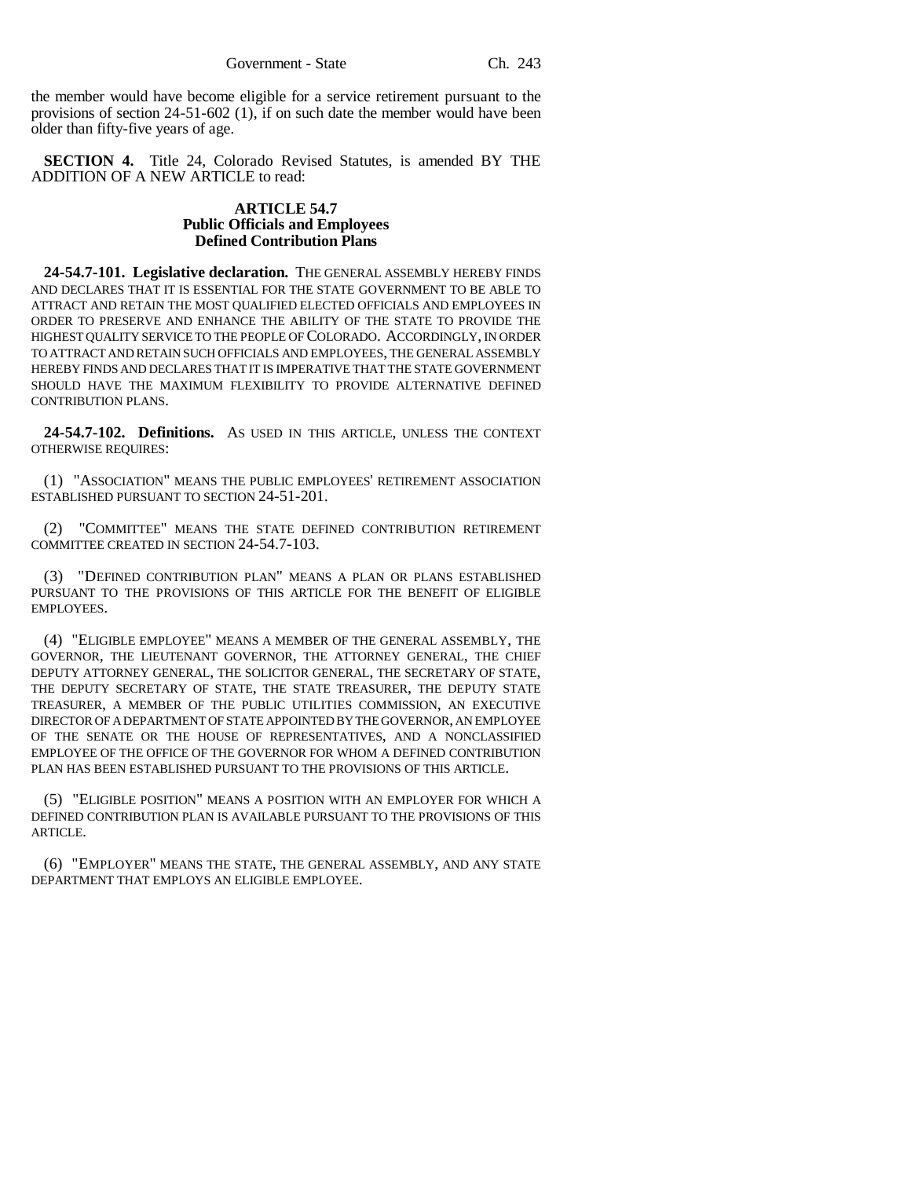the member would have become eligible for a service retirement pursuant to the provisions of section 24-51-602 (1), if on such date the member would have been older than fifty-five years of age.

**SECTION 4.** Title 24, Colorado Revised Statutes, is amended BY THE ADDITION OF A NEW ARTICLE to read:

### ARTICLE 54.7
### Public Officials and Employees
### Defined Contribution Plans

**24-54.7-101. Legislative declaration.** THE GENERAL ASSEMBLY HEREBY FINDS AND DECLARES THAT IT IS ESSENTIAL FOR THE STATE GOVERNMENT TO BE ABLE TO ATTRACT AND RETAIN THE MOST QUALIFIED ELECTED OFFICIALS AND EMPLOYEES IN ORDER TO PRESERVE AND ENHANCE THE ABILITY OF THE STATE TO PROVIDE THE HIGHEST QUALITY SERVICE TO THE PEOPLE OF COLORADO. ACCORDINGLY, IN ORDER TO ATTRACT AND RETAIN SUCH OFFICIALS AND EMPLOYEES, THE GENERAL ASSEMBLY HEREBY FINDS AND DECLARES THAT IT IS IMPERATIVE THAT THE STATE GOVERNMENT SHOULD HAVE THE MAXIMUM FLEXIBILITY TO PROVIDE ALTERNATIVE DEFINED CONTRIBUTION PLANS.

**24-54.7-102. Definitions.** AS USED IN THIS ARTICLE, UNLESS THE CONTEXT OTHERWISE REQUIRES:

(1) "ASSOCIATION" MEANS THE PUBLIC EMPLOYEES' RETIREMENT ASSOCIATION ESTABLISHED PURSUANT TO SECTION 24-51-201.

(2) "COMMITTEE" MEANS THE STATE DEFINED CONTRIBUTION RETIREMENT COMMITTEE CREATED IN SECTION 24-54.7-103.

(3) "DEFINED CONTRIBUTION PLAN" MEANS A PLAN OR PLANS ESTABLISHED PURSUANT TO THE PROVISIONS OF THIS ARTICLE FOR THE BENEFIT OF ELIGIBLE EMPLOYEES.

(4) "ELIGIBLE EMPLOYEE" MEANS A MEMBER OF THE GENERAL ASSEMBLY, THE GOVERNOR, THE LIEUTENANT GOVERNOR, THE ATTORNEY GENERAL, THE CHIEF DEPUTY ATTORNEY GENERAL, THE SOLICITOR GENERAL, THE SECRETARY OF STATE, THE DEPUTY SECRETARY OF STATE, THE STATE TREASURER, THE DEPUTY STATE TREASURER, A MEMBER OF THE PUBLIC UTILITIES COMMISSION, AN EXECUTIVE DIRECTOR OF A DEPARTMENT OF STATE APPOINTED BY THE GOVERNOR, AN EMPLOYEE OF THE SENATE OR THE HOUSE OF REPRESENTATIVES, AND A NONCLASSIFIED EMPLOYEE OF THE OFFICE OF THE GOVERNOR FOR WHOM A DEFINED CONTRIBUTION PLAN HAS BEEN ESTABLISHED PURSUANT TO THE PROVISIONS OF THIS ARTICLE.

(5) "ELIGIBLE POSITION" MEANS A POSITION WITH AN EMPLOYER FOR WHICH A DEFINED CONTRIBUTION PLAN IS AVAILABLE PURSUANT TO THE PROVISIONS OF THIS ARTICLE.

(6) "EMPLOYER" MEANS THE STATE, THE GENERAL ASSEMBLY, AND ANY STATE DEPARTMENT THAT EMPLOYS AN ELIGIBLE EMPLOYEE.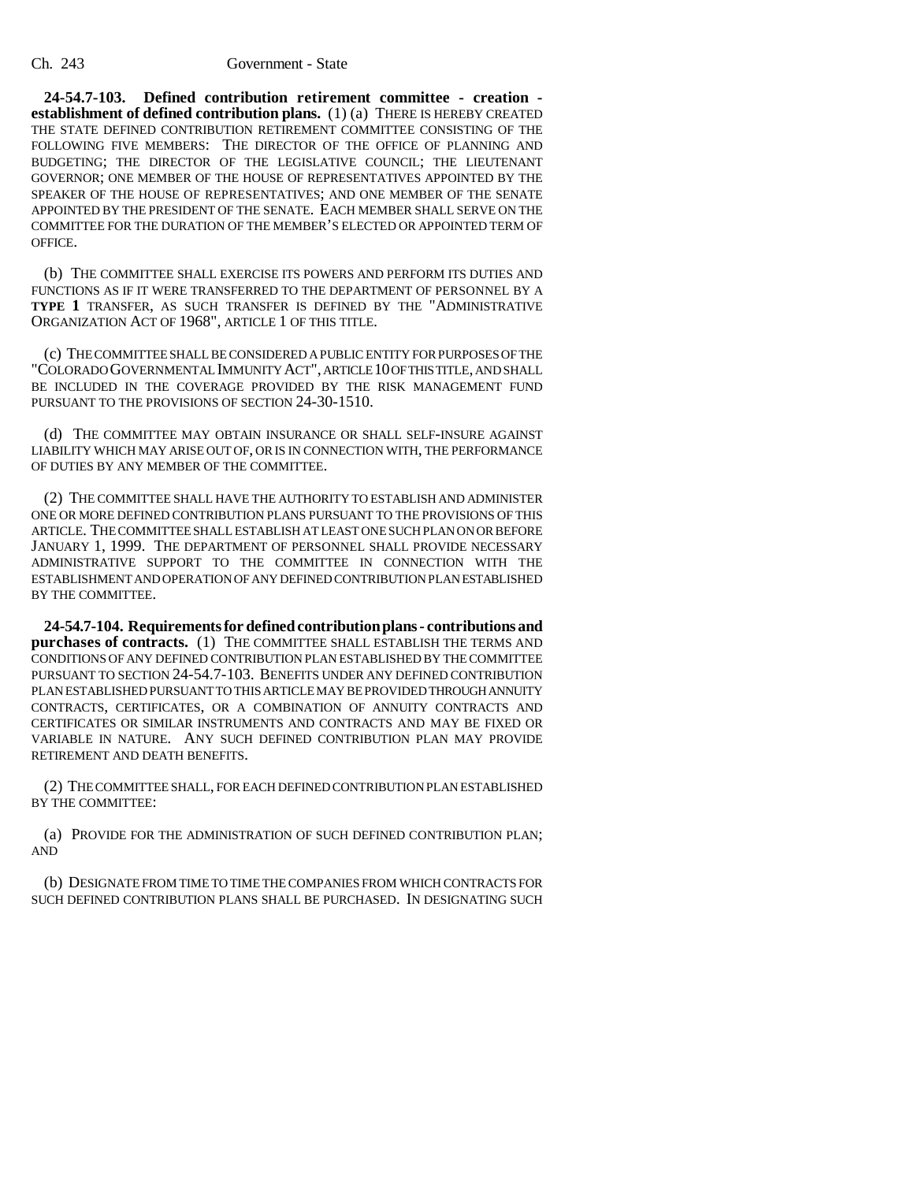**24-54.7-103. Defined contribution retirement committee - creation - establishment of defined contribution plans.** (1) (a) THERE IS HEREBY CREATED THE STATE DEFINED CONTRIBUTION RETIREMENT COMMITTEE CONSISTING OF THE FOLLOWING FIVE MEMBERS: THE DIRECTOR OF THE OFFICE OF PLANNING AND BUDGETING; THE DIRECTOR OF THE LEGISLATIVE COUNCIL; THE LIEUTENANT GOVERNOR; ONE MEMBER OF THE HOUSE OF REPRESENTATIVES APPOINTED BY THE SPEAKER OF THE HOUSE OF REPRESENTATIVES; AND ONE MEMBER OF THE SENATE APPOINTED BY THE PRESIDENT OF THE SENATE. EACH MEMBER SHALL SERVE ON THE COMMITTEE FOR THE DURATION OF THE MEMBER'S ELECTED OR APPOINTED TERM OF OFFICE.

(b) THE COMMITTEE SHALL EXERCISE ITS POWERS AND PERFORM ITS DUTIES AND FUNCTIONS AS IF IT WERE TRANSFERRED TO THE DEPARTMENT OF PERSONNEL BY A **TYPE 1** TRANSFER, AS SUCH TRANSFER IS DEFINED BY THE "ADMINISTRATIVE ORGANIZATION ACT OF 1968", ARTICLE 1 OF THIS TITLE.

(c) THE COMMITTEE SHALL BE CONSIDERED A PUBLIC ENTITY FOR PURPOSES OF THE "COLORADO GOVERNMENTAL IMMUNITY ACT", ARTICLE 10 OF THIS TITLE, AND SHALL BE INCLUDED IN THE COVERAGE PROVIDED BY THE RISK MANAGEMENT FUND PURSUANT TO THE PROVISIONS OF SECTION 24-30-1510.

(d) THE COMMITTEE MAY OBTAIN INSURANCE OR SHALL SELF-INSURE AGAINST LIABILITY WHICH MAY ARISE OUT OF, OR IS IN CONNECTION WITH, THE PERFORMANCE OF DUTIES BY ANY MEMBER OF THE COMMITTEE.

(2) THE COMMITTEE SHALL HAVE THE AUTHORITY TO ESTABLISH AND ADMINISTER ONE OR MORE DEFINED CONTRIBUTION PLANS PURSUANT TO THE PROVISIONS OF THIS ARTICLE. THE COMMITTEE SHALL ESTABLISH AT LEAST ONE SUCH PLAN ON OR BEFORE JANUARY 1, 1999. THE DEPARTMENT OF PERSONNEL SHALL PROVIDE NECESSARY ADMINISTRATIVE SUPPORT TO THE COMMITTEE IN CONNECTION WITH THE ESTABLISHMENT AND OPERATION OF ANY DEFINED CONTRIBUTION PLAN ESTABLISHED BY THE COMMITTEE.

**24-54.7-104. Requirements for defined contribution plans - contributions and purchases of contracts.** (1) THE COMMITTEE SHALL ESTABLISH THE TERMS AND CONDITIONS OF ANY DEFINED CONTRIBUTION PLAN ESTABLISHED BY THE COMMITTEE PURSUANT TO SECTION 24-54.7-103. BENEFITS UNDER ANY DEFINED CONTRIBUTION PLAN ESTABLISHED PURSUANT TO THIS ARTICLE MAY BE PROVIDED THROUGH ANNUITY CONTRACTS, CERTIFICATES, OR A COMBINATION OF ANNUITY CONTRACTS AND CERTIFICATES OR SIMILAR INSTRUMENTS AND CONTRACTS AND MAY BE FIXED OR VARIABLE IN NATURE. ANY SUCH DEFINED CONTRIBUTION PLAN MAY PROVIDE RETIREMENT AND DEATH BENEFITS.

(2) THE COMMITTEE SHALL, FOR EACH DEFINED CONTRIBUTION PLAN ESTABLISHED BY THE COMMITTEE:

(a) PROVIDE FOR THE ADMINISTRATION OF SUCH DEFINED CONTRIBUTION PLAN; AND

(b) DESIGNATE FROM TIME TO TIME THE COMPANIES FROM WHICH CONTRACTS FOR SUCH DEFINED CONTRIBUTION PLANS SHALL BE PURCHASED. IN DESIGNATING SUCH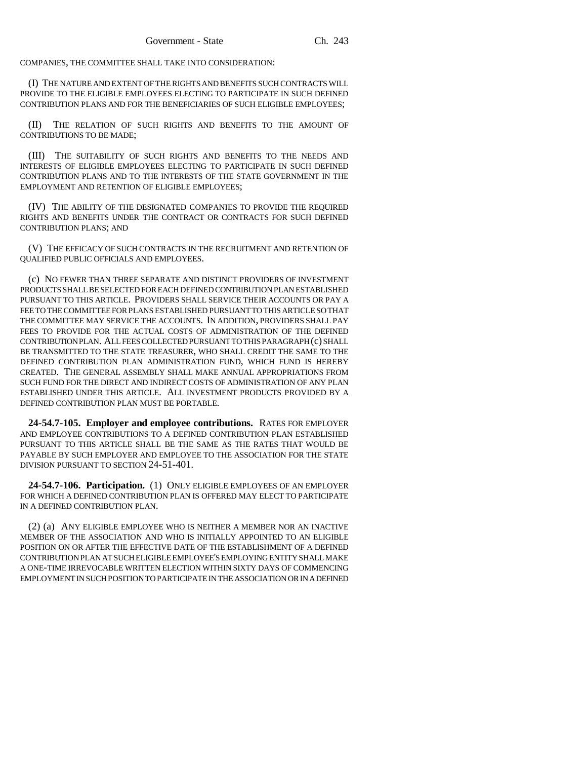COMPANIES, THE COMMITTEE SHALL TAKE INTO CONSIDERATION:

(I) THE NATURE AND EXTENT OF THE RIGHTS AND BENEFITS SUCH CONTRACTS WILL PROVIDE TO THE ELIGIBLE EMPLOYEES ELECTING TO PARTICIPATE IN SUCH DEFINED CONTRIBUTION PLANS AND FOR THE BENEFICIARIES OF SUCH ELIGIBLE EMPLOYEES;

(II) THE RELATION OF SUCH RIGHTS AND BENEFITS TO THE AMOUNT OF CONTRIBUTIONS TO BE MADE;

(III) THE SUITABILITY OF SUCH RIGHTS AND BENEFITS TO THE NEEDS AND INTERESTS OF ELIGIBLE EMPLOYEES ELECTING TO PARTICIPATE IN SUCH DEFINED CONTRIBUTION PLANS AND TO THE INTERESTS OF THE STATE GOVERNMENT IN THE EMPLOYMENT AND RETENTION OF ELIGIBLE EMPLOYEES;

(IV) THE ABILITY OF THE DESIGNATED COMPANIES TO PROVIDE THE REQUIRED RIGHTS AND BENEFITS UNDER THE CONTRACT OR CONTRACTS FOR SUCH DEFINED CONTRIBUTION PLANS; AND

(V) THE EFFICACY OF SUCH CONTRACTS IN THE RECRUITMENT AND RETENTION OF QUALIFIED PUBLIC OFFICIALS AND EMPLOYEES.

(c) NO FEWER THAN THREE SEPARATE AND DISTINCT PROVIDERS OF INVESTMENT PRODUCTS SHALL BE SELECTED FOR EACH DEFINED CONTRIBUTION PLAN ESTABLISHED PURSUANT TO THIS ARTICLE. PROVIDERS SHALL SERVICE THEIR ACCOUNTS OR PAY A FEE TO THE COMMITTEE FOR PLANS ESTABLISHED PURSUANT TO THIS ARTICLE SO THAT THE COMMITTEE MAY SERVICE THE ACCOUNTS. IN ADDITION, PROVIDERS SHALL PAY FEES TO PROVIDE FOR THE ACTUAL COSTS OF ADMINISTRATION OF THE DEFINED CONTRIBUTION PLAN. ALL FEES COLLECTED PURSUANT TO THIS PARAGRAPH (c) SHALL BE TRANSMITTED TO THE STATE TREASURER, WHO SHALL CREDIT THE SAME TO THE DEFINED CONTRIBUTION PLAN ADMINISTRATION FUND, WHICH FUND IS HEREBY CREATED. THE GENERAL ASSEMBLY SHALL MAKE ANNUAL APPROPRIATIONS FROM SUCH FUND FOR THE DIRECT AND INDIRECT COSTS OF ADMINISTRATION OF ANY PLAN ESTABLISHED UNDER THIS ARTICLE. ALL INVESTMENT PRODUCTS PROVIDED BY A DEFINED CONTRIBUTION PLAN MUST BE PORTABLE.

**24-54.7-105. Employer and employee contributions.** RATES FOR EMPLOYER AND EMPLOYEE CONTRIBUTIONS TO A DEFINED CONTRIBUTION PLAN ESTABLISHED PURSUANT TO THIS ARTICLE SHALL BE THE SAME AS THE RATES THAT WOULD BE PAYABLE BY SUCH EMPLOYER AND EMPLOYEE TO THE ASSOCIATION FOR THE STATE DIVISION PURSUANT TO SECTION 24-51-401.

**24-54.7-106. Participation.** (1) ONLY ELIGIBLE EMPLOYEES OF AN EMPLOYER FOR WHICH A DEFINED CONTRIBUTION PLAN IS OFFERED MAY ELECT TO PARTICIPATE IN A DEFINED CONTRIBUTION PLAN.

(2) (a) ANY ELIGIBLE EMPLOYEE WHO IS NEITHER A MEMBER NOR AN INACTIVE MEMBER OF THE ASSOCIATION AND WHO IS INITIALLY APPOINTED TO AN ELIGIBLE POSITION ON OR AFTER THE EFFECTIVE DATE OF THE ESTABLISHMENT OF A DEFINED CONTRIBUTION PLAN AT SUCH ELIGIBLE EMPLOYEE'S EMPLOYING ENTITY SHALL MAKE A ONE-TIME IRREVOCABLE WRITTEN ELECTION WITHIN SIXTY DAYS OF COMMENCING EMPLOYMENT IN SUCH POSITION TO PARTICIPATE IN THE ASSOCIATION OR IN A DEFINED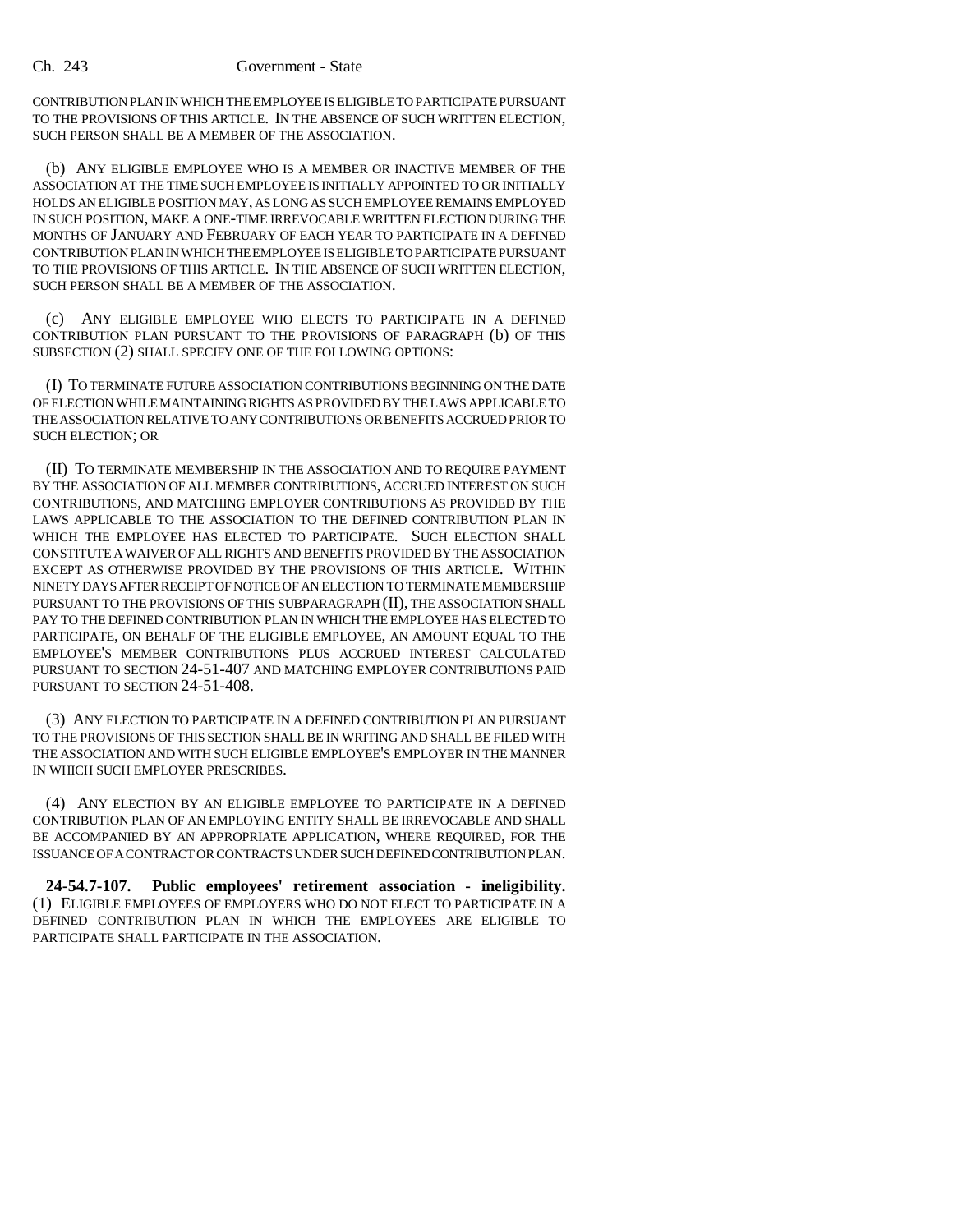CONTRIBUTION PLAN IN WHICH THE EMPLOYEE IS ELIGIBLE TO PARTICIPATE PURSUANT TO THE PROVISIONS OF THIS ARTICLE. IN THE ABSENCE OF SUCH WRITTEN ELECTION, SUCH PERSON SHALL BE A MEMBER OF THE ASSOCIATION.

(b) ANY ELIGIBLE EMPLOYEE WHO IS A MEMBER OR INACTIVE MEMBER OF THE ASSOCIATION AT THE TIME SUCH EMPLOYEE IS INITIALLY APPOINTED TO OR INITIALLY HOLDS AN ELIGIBLE POSITION MAY, AS LONG AS SUCH EMPLOYEE REMAINS EMPLOYED IN SUCH POSITION, MAKE A ONE-TIME IRREVOCABLE WRITTEN ELECTION DURING THE MONTHS OF JANUARY AND FEBRUARY OF EACH YEAR TO PARTICIPATE IN A DEFINED CONTRIBUTION PLAN IN WHICH THE EMPLOYEE IS ELIGIBLE TO PARTICIPATE PURSUANT TO THE PROVISIONS OF THIS ARTICLE. IN THE ABSENCE OF SUCH WRITTEN ELECTION, SUCH PERSON SHALL BE A MEMBER OF THE ASSOCIATION.

(c) ANY ELIGIBLE EMPLOYEE WHO ELECTS TO PARTICIPATE IN A DEFINED CONTRIBUTION PLAN PURSUANT TO THE PROVISIONS OF PARAGRAPH (b) OF THIS SUBSECTION (2) SHALL SPECIFY ONE OF THE FOLLOWING OPTIONS:

(I) TO TERMINATE FUTURE ASSOCIATION CONTRIBUTIONS BEGINNING ON THE DATE OF ELECTION WHILE MAINTAINING RIGHTS AS PROVIDED BY THE LAWS APPLICABLE TO THE ASSOCIATION RELATIVE TO ANY CONTRIBUTIONS OR BENEFITS ACCRUED PRIOR TO SUCH ELECTION; OR

(II) TO TERMINATE MEMBERSHIP IN THE ASSOCIATION AND TO REQUIRE PAYMENT BY THE ASSOCIATION OF ALL MEMBER CONTRIBUTIONS, ACCRUED INTEREST ON SUCH CONTRIBUTIONS, AND MATCHING EMPLOYER CONTRIBUTIONS AS PROVIDED BY THE LAWS APPLICABLE TO THE ASSOCIATION TO THE DEFINED CONTRIBUTION PLAN IN WHICH THE EMPLOYEE HAS ELECTED TO PARTICIPATE. SUCH ELECTION SHALL CONSTITUTE A WAIVER OF ALL RIGHTS AND BENEFITS PROVIDED BY THE ASSOCIATION EXCEPT AS OTHERWISE PROVIDED BY THE PROVISIONS OF THIS ARTICLE. WITHIN NINETY DAYS AFTER RECEIPT OF NOTICE OF AN ELECTION TO TERMINATE MEMBERSHIP PURSUANT TO THE PROVISIONS OF THIS SUBPARAGRAPH (II), THE ASSOCIATION SHALL PAY TO THE DEFINED CONTRIBUTION PLAN IN WHICH THE EMPLOYEE HAS ELECTED TO PARTICIPATE, ON BEHALF OF THE ELIGIBLE EMPLOYEE, AN AMOUNT EQUAL TO THE EMPLOYEE'S MEMBER CONTRIBUTIONS PLUS ACCRUED INTEREST CALCULATED PURSUANT TO SECTION 24-51-407 AND MATCHING EMPLOYER CONTRIBUTIONS PAID PURSUANT TO SECTION 24-51-408.

(3) ANY ELECTION TO PARTICIPATE IN A DEFINED CONTRIBUTION PLAN PURSUANT TO THE PROVISIONS OF THIS SECTION SHALL BE IN WRITING AND SHALL BE FILED WITH THE ASSOCIATION AND WITH SUCH ELIGIBLE EMPLOYEE'S EMPLOYER IN THE MANNER IN WHICH SUCH EMPLOYER PRESCRIBES.

(4) ANY ELECTION BY AN ELIGIBLE EMPLOYEE TO PARTICIPATE IN A DEFINED CONTRIBUTION PLAN OF AN EMPLOYING ENTITY SHALL BE IRREVOCABLE AND SHALL BE ACCOMPANIED BY AN APPROPRIATE APPLICATION, WHERE REQUIRED, FOR THE ISSUANCE OF A CONTRACT OR CONTRACTS UNDER SUCH DEFINED CONTRIBUTION PLAN.

**24-54.7-107. Public employees' retirement association - ineligibility.** (1) ELIGIBLE EMPLOYEES OF EMPLOYERS WHO DO NOT ELECT TO PARTICIPATE IN A DEFINED CONTRIBUTION PLAN IN WHICH THE EMPLOYEES ARE ELIGIBLE TO PARTICIPATE SHALL PARTICIPATE IN THE ASSOCIATION.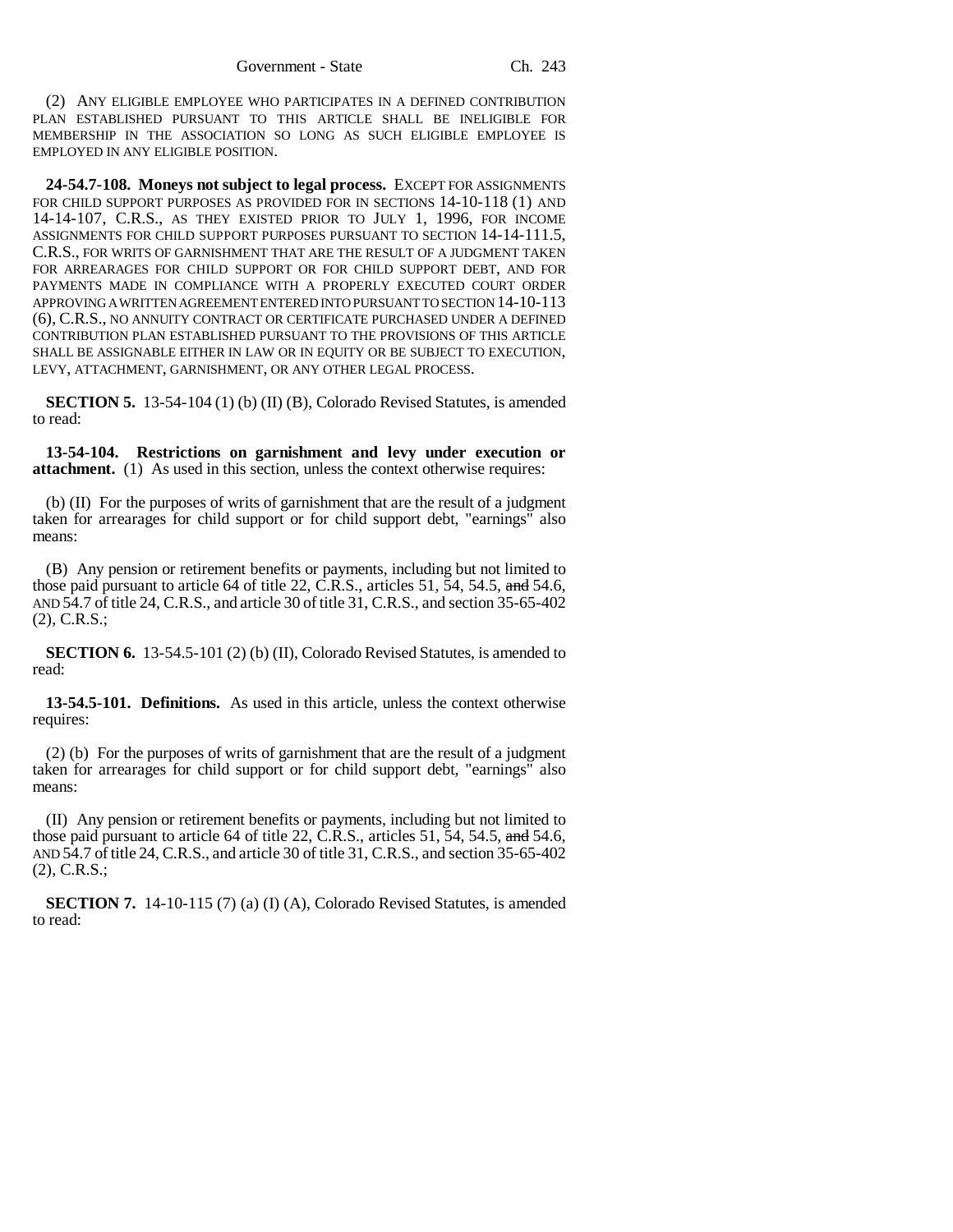(2) ANY ELIGIBLE EMPLOYEE WHO PARTICIPATES IN A DEFINED CONTRIBUTION PLAN ESTABLISHED PURSUANT TO THIS ARTICLE SHALL BE INELIGIBLE FOR MEMBERSHIP IN THE ASSOCIATION SO LONG AS SUCH ELIGIBLE EMPLOYEE IS EMPLOYED IN ANY ELIGIBLE POSITION.

**24-54.7-108. Moneys not subject to legal process.** EXCEPT FOR ASSIGNMENTS FOR CHILD SUPPORT PURPOSES AS PROVIDED FOR IN SECTIONS 14-10-118 (1) AND 14-14-107, C.R.S., AS THEY EXISTED PRIOR TO JULY 1, 1996, FOR INCOME ASSIGNMENTS FOR CHILD SUPPORT PURPOSES PURSUANT TO SECTION 14-14-111.5, C.R.S., FOR WRITS OF GARNISHMENT THAT ARE THE RESULT OF A JUDGMENT TAKEN FOR ARREARAGES FOR CHILD SUPPORT OR FOR CHILD SUPPORT DEBT, AND FOR PAYMENTS MADE IN COMPLIANCE WITH A PROPERLY EXECUTED COURT ORDER APPROVING A WRITTEN AGREEMENT ENTERED INTO PURSUANT TO SECTION 14-10-113 (6), C.R.S., NO ANNUITY CONTRACT OR CERTIFICATE PURCHASED UNDER A DEFINED CONTRIBUTION PLAN ESTABLISHED PURSUANT TO THE PROVISIONS OF THIS ARTICLE SHALL BE ASSIGNABLE EITHER IN LAW OR IN EQUITY OR BE SUBJECT TO EXECUTION, LEVY, ATTACHMENT, GARNISHMENT, OR ANY OTHER LEGAL PROCESS.

**SECTION 5.** 13-54-104 (1) (b) (II) (B), Colorado Revised Statutes, is amended to read:

**13-54-104. Restrictions on garnishment and levy under execution or attachment.** (1) As used in this section, unless the context otherwise requires:

(b) (II) For the purposes of writs of garnishment that are the result of a judgment taken for arrearages for child support or for child support debt, "earnings" also means:

(B) Any pension or retirement benefits or payments, including but not limited to those paid pursuant to article 64 of title 22, C.R.S., articles 51, 54, 54.5, ~~and~~ 54.6, AND 54.7 of title 24, C.R.S., and article 30 of title 31, C.R.S., and section 35-65-402 (2), C.R.S.;

**SECTION 6.** 13-54.5-101 (2) (b) (II), Colorado Revised Statutes, is amended to read:

**13-54.5-101. Definitions.** As used in this article, unless the context otherwise requires:

(2) (b) For the purposes of writs of garnishment that are the result of a judgment taken for arrearages for child support or for child support debt, "earnings" also means:

(II) Any pension or retirement benefits or payments, including but not limited to those paid pursuant to article 64 of title 22, C.R.S., articles 51, 54, 54.5, ~~and~~ 54.6, AND 54.7 of title 24, C.R.S., and article 30 of title 31, C.R.S., and section 35-65-402 (2), C.R.S.;

**SECTION 7.** 14-10-115 (7) (a) (I) (A), Colorado Revised Statutes, is amended to read: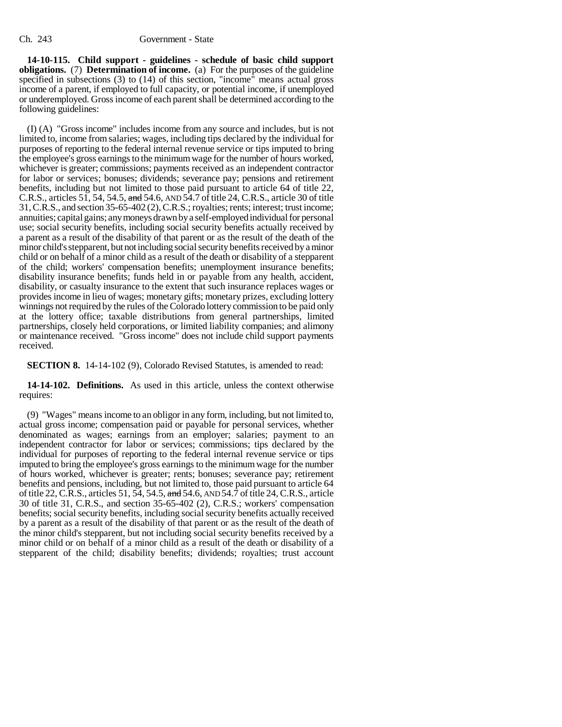**14-10-115. Child support - guidelines - schedule of basic child support obligations.** (7) **Determination of income.** (a) For the purposes of the guideline specified in subsections (3) to (14) of this section, "income" means actual gross income of a parent, if employed to full capacity, or potential income, if unemployed or underemployed. Gross income of each parent shall be determined according to the following guidelines:

(I) (A) "Gross income" includes income from any source and includes, but is not limited to, income from salaries; wages, including tips declared by the individual for purposes of reporting to the federal internal revenue service or tips imputed to bring the employee's gross earnings to the minimum wage for the number of hours worked, whichever is greater; commissions; payments received as an independent contractor for labor or services; bonuses; dividends; severance pay; pensions and retirement benefits, including but not limited to those paid pursuant to article 64 of title 22, C.R.S., articles 51, 54, 54.5, ~~and~~ 54.6, AND 54.7 of title 24, C.R.S., article 30 of title 31, C.R.S., and section 35-65-402 (2), C.R.S.; royalties; rents; interest; trust income; annuities; capital gains; any moneys drawn by a self-employed individual for personal use; social security benefits, including social security benefits actually received by a parent as a result of the disability of that parent or as the result of the death of the minor child's stepparent, but not including social security benefits received by a minor child or on behalf of a minor child as a result of the death or disability of a stepparent of the child; workers' compensation benefits; unemployment insurance benefits; disability insurance benefits; funds held in or payable from any health, accident, disability, or casualty insurance to the extent that such insurance replaces wages or provides income in lieu of wages; monetary gifts; monetary prizes, excluding lottery winnings not required by the rules of the Colorado lottery commission to be paid only at the lottery office; taxable distributions from general partnerships, limited partnerships, closely held corporations, or limited liability companies; and alimony or maintenance received. "Gross income" does not include child support payments received.

**SECTION 8.** 14-14-102 (9), Colorado Revised Statutes, is amended to read:

**14-14-102. Definitions.** As used in this article, unless the context otherwise requires:

(9) "Wages" means income to an obligor in any form, including, but not limited to, actual gross income; compensation paid or payable for personal services, whether denominated as wages; earnings from an employer; salaries; payment to an independent contractor for labor or services; commissions; tips declared by the individual for purposes of reporting to the federal internal revenue service or tips imputed to bring the employee's gross earnings to the minimum wage for the number of hours worked, whichever is greater; rents; bonuses; severance pay; retirement benefits and pensions, including, but not limited to, those paid pursuant to article 64 of title 22, C.R.S., articles 51, 54, 54.5, ~~and~~ 54.6, AND 54.7 of title 24, C.R.S., article 30 of title 31, C.R.S., and section 35-65-402 (2), C.R.S.; workers' compensation benefits; social security benefits, including social security benefits actually received by a parent as a result of the disability of that parent or as the result of the death of the minor child's stepparent, but not including social security benefits received by a minor child or on behalf of a minor child as a result of the death or disability of a stepparent of the child; disability benefits; dividends; royalties; trust account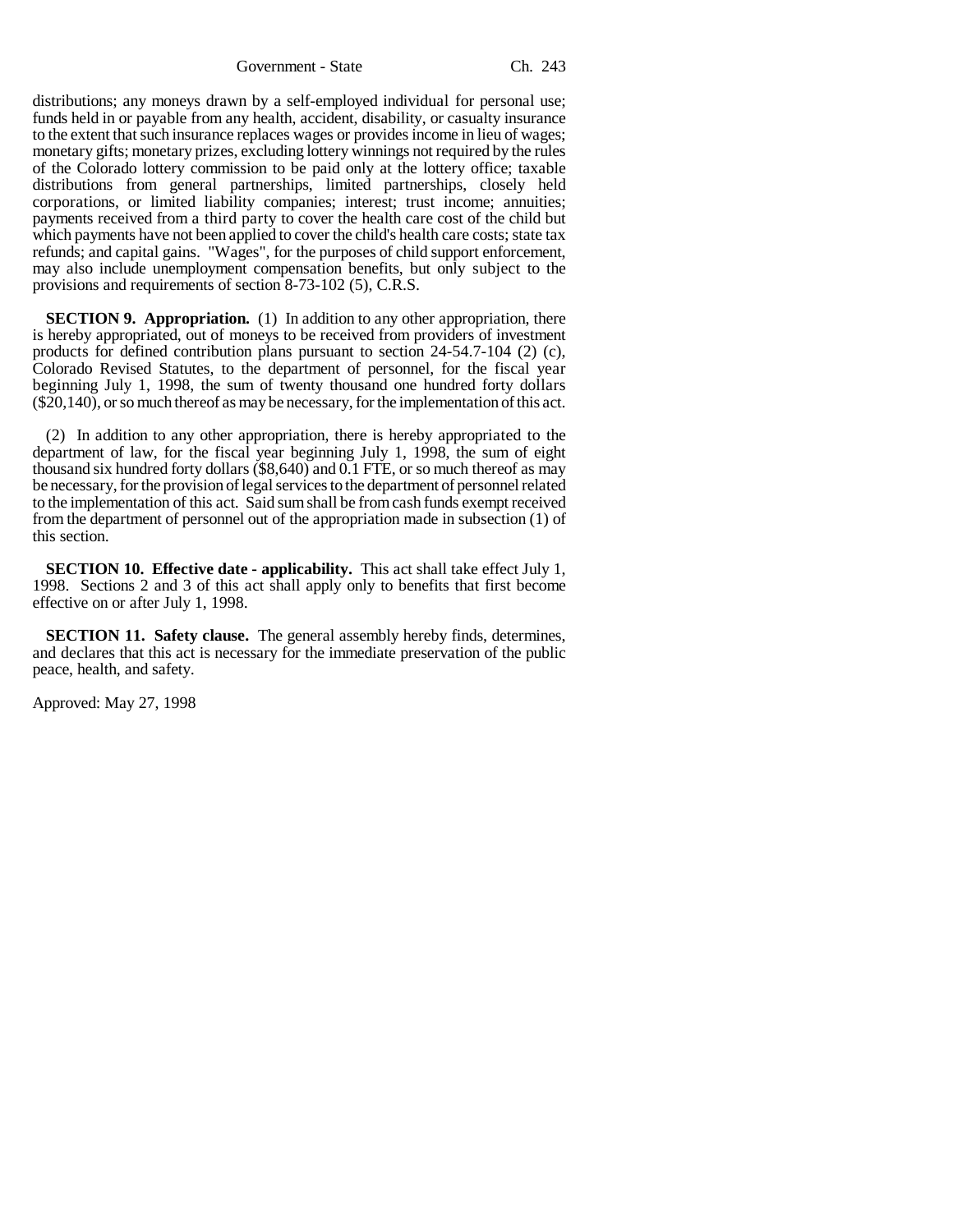distributions; any moneys drawn by a self-employed individual for personal use; funds held in or payable from any health, accident, disability, or casualty insurance to the extent that such insurance replaces wages or provides income in lieu of wages; monetary gifts; monetary prizes, excluding lottery winnings not required by the rules of the Colorado lottery commission to be paid only at the lottery office; taxable distributions from general partnerships, limited partnerships, closely held corporations, or limited liability companies; interest; trust income; annuities; payments received from a third party to cover the health care cost of the child but which payments have not been applied to cover the child's health care costs; state tax refunds; and capital gains. "Wages", for the purposes of child support enforcement, may also include unemployment compensation benefits, but only subject to the provisions and requirements of section 8-73-102 (5), C.R.S.

**SECTION 9. Appropriation.** (1) In addition to any other appropriation, there is hereby appropriated, out of moneys to be received from providers of investment products for defined contribution plans pursuant to section 24-54.7-104 (2) (c), Colorado Revised Statutes, to the department of personnel, for the fiscal year beginning July 1, 1998, the sum of twenty thousand one hundred forty dollars ($20,140), or so much thereof as may be necessary, for the implementation of this act.

(2) In addition to any other appropriation, there is hereby appropriated to the department of law, for the fiscal year beginning July 1, 1998, the sum of eight thousand six hundred forty dollars ($8,640) and 0.1 FTE, or so much thereof as may be necessary, for the provision of legal services to the department of personnel related to the implementation of this act. Said sum shall be from cash funds exempt received from the department of personnel out of the appropriation made in subsection (1) of this section.

**SECTION 10. Effective date - applicability.** This act shall take effect July 1, 1998. Sections 2 and 3 of this act shall apply only to benefits that first become effective on or after July 1, 1998.

**SECTION 11. Safety clause.** The general assembly hereby finds, determines, and declares that this act is necessary for the immediate preservation of the public peace, health, and safety.

Approved: May 27, 1998